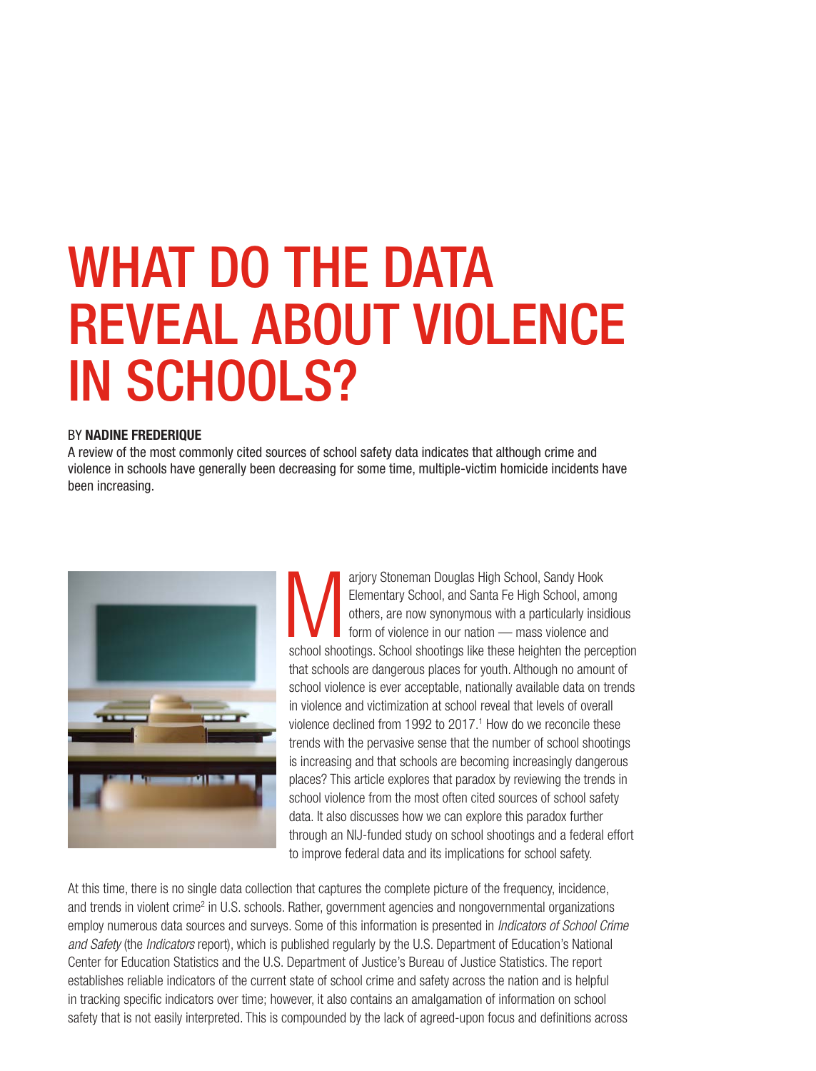# WHAT DO THE DATA REVEAL ABOUT VIOLENCE IN SCHOOLS?

BY **NADINE FREDERIQUE**

A review of the most commonly cited sources of school safety data indicates that although crime and violence in schools have generally been decreasing for some time, multiple-victim homicide incidents have been increasing.

Marjory Stoneman Douglas High School, Sandy Hook Elementary School, and Santa Fe High School, among others, are now synonymous with a particularly insidious form of violence in our nation — mass violence and school shootings. School shootings like these heighten the perception that schools are dangerous places for youth. Although no amount of school violence is ever acceptable, nationally available data on trends in violence and victimization at school reveal that levels of overall violence declined from 1992 to 2017.[1] How do we reconcile these trends with the pervasive sense that the number of school shootings is increasing and that schools are becoming increasingly dangerous places? This article explores that paradox by reviewing the trends in school violence from the most often cited sources of school safety data. It also discusses how we can explore this paradox further through an NIJ-funded study on school shootings and a federal effort to improve federal data and its implications for school safety.

At this time, there is no single data collection that captures the complete picture of the frequency, incidence, and trends in violent crime[2] in U.S. schools. Rather, government agencies and nongovernmental organizations employ numerous data sources and surveys. Some of this information is presented in *Indicators of School Crime and Safety* (the *Indicators* report), which is published regularly by the U.S. Department of Education's National Center for Education Statistics and the U.S. Department of Justice's Bureau of Justice Statistics. The report establishes reliable indicators of the current state of school crime and safety across the nation and is helpful in tracking specific indicators over time; however, it also contains an amalgamation of information on school safety that is not easily interpreted. This is compounded by the lack of agreed-upon focus and definitions across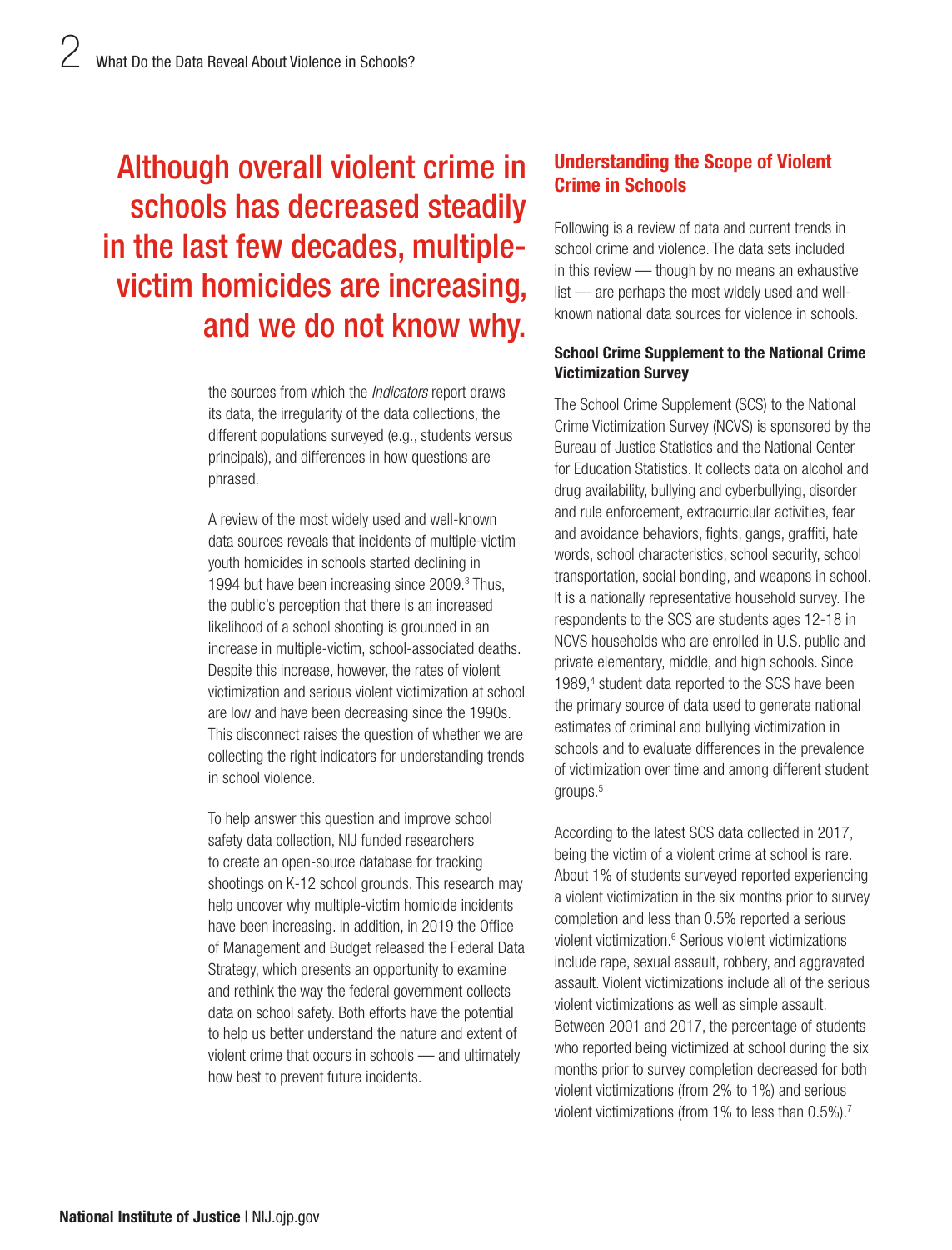Although overall violent crime in schools has decreased steadily in the last few decades, multiple-victim homicides are increasing, and we do not know why.

the sources from which the *Indicators* report draws its data, the irregularity of the data collections, the different populations surveyed (e.g., students versus principals), and differences in how questions are phrased.

A review of the most widely used and well-known data sources reveals that incidents of multiple-victim youth homicides in schools started declining in 1994 but have been increasing since 2009.[3] Thus, the public's perception that there is an increased likelihood of a school shooting is grounded in an increase in multiple-victim, school-associated deaths. Despite this increase, however, the rates of violent victimization and serious violent victimization at school are low and have been decreasing since the 1990s. This disconnect raises the question of whether we are collecting the right indicators for understanding trends in school violence.

To help answer this question and improve school safety data collection, NIJ funded researchers to create an open-source database for tracking shootings on K-12 school grounds. This research may help uncover why multiple-victim homicide incidents have been increasing. In addition, in 2019 the Office of Management and Budget released the Federal Data Strategy, which presents an opportunity to examine and rethink the way the federal government collects data on school safety. Both efforts have the potential to help us better understand the nature and extent of violent crime that occurs in schools — and ultimately how best to prevent future incidents.

## Understanding the Scope of Violent Crime in Schools

Following is a review of data and current trends in school crime and violence. The data sets included in this review — though by no means an exhaustive list — are perhaps the most widely used and well-known national data sources for violence in schools.

### School Crime Supplement to the National Crime Victimization Survey

The School Crime Supplement (SCS) to the National Crime Victimization Survey (NCVS) is sponsored by the Bureau of Justice Statistics and the National Center for Education Statistics. It collects data on alcohol and drug availability, bullying and cyberbullying, disorder and rule enforcement, extracurricular activities, fear and avoidance behaviors, fights, gangs, graffiti, hate words, school characteristics, school security, school transportation, social bonding, and weapons in school. It is a nationally representative household survey. The respondents to the SCS are students ages 12-18 in NCVS households who are enrolled in U.S. public and private elementary, middle, and high schools. Since 1989,[4] student data reported to the SCS have been the primary source of data used to generate national estimates of criminal and bullying victimization in schools and to evaluate differences in the prevalence of victimization over time and among different student groups.[5]

According to the latest SCS data collected in 2017, being the victim of a violent crime at school is rare. About 1% of students surveyed reported experiencing a violent victimization in the six months prior to survey completion and less than 0.5% reported a serious violent victimization.[6] Serious violent victimizations include rape, sexual assault, robbery, and aggravated assault. Violent victimizations include all of the serious violent victimizations as well as simple assault. Between 2001 and 2017, the percentage of students who reported being victimized at school during the six months prior to survey completion decreased for both violent victimizations (from 2% to 1%) and serious violent victimizations (from 1% to less than 0.5%).[7]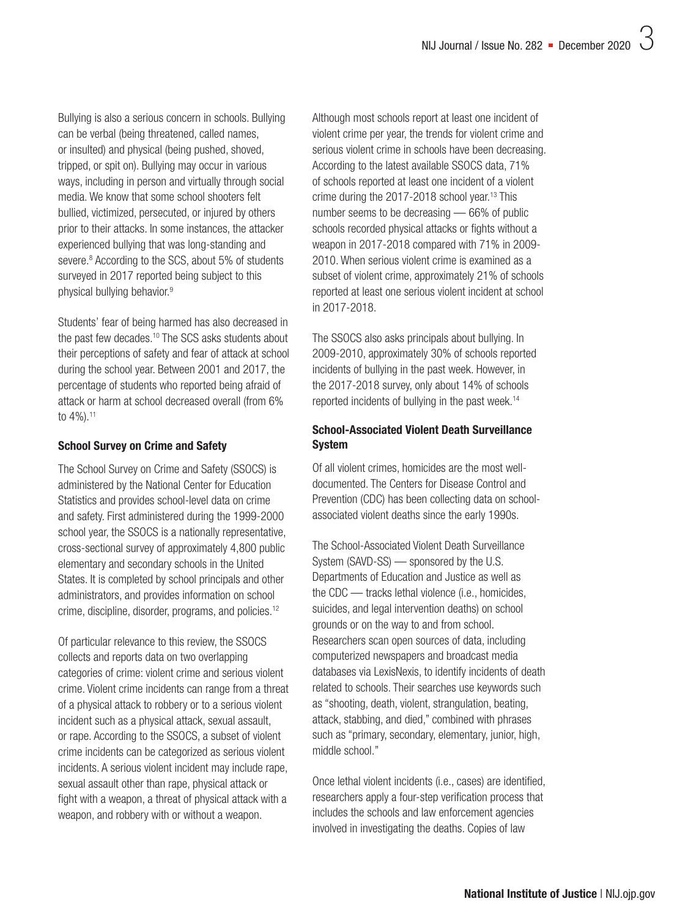Bullying is also a serious concern in schools. Bullying can be verbal (being threatened, called names, or insulted) and physical (being pushed, shoved, tripped, or spit on). Bullying may occur in various ways, including in person and virtually through social media. We know that some school shooters felt bullied, victimized, persecuted, or injured by others prior to their attacks. In some instances, the attacker experienced bullying that was long-standing and severe.[8] According to the SCS, about 5% of students surveyed in 2017 reported being subject to this physical bullying behavior.[9]

Students' fear of being harmed has also decreased in the past few decades.[10] The SCS asks students about their perceptions of safety and fear of attack at school during the school year. Between 2001 and 2017, the percentage of students who reported being afraid of attack or harm at school decreased overall (from 6% to 4%).[11]

### School Survey on Crime and Safety

The School Survey on Crime and Safety (SSOCS) is administered by the National Center for Education Statistics and provides school-level data on crime and safety. First administered during the 1999-2000 school year, the SSOCS is a nationally representative, cross-sectional survey of approximately 4,800 public elementary and secondary schools in the United States. It is completed by school principals and other administrators, and provides information on school crime, discipline, disorder, programs, and policies.[12]

Of particular relevance to this review, the SSOCS collects and reports data on two overlapping categories of crime: violent crime and serious violent crime. Violent crime incidents can range from a threat of a physical attack to robbery or to a serious violent incident such as a physical attack, sexual assault, or rape. According to the SSOCS, a subset of violent crime incidents can be categorized as serious violent incidents. A serious violent incident may include rape, sexual assault other than rape, physical attack or fight with a weapon, a threat of physical attack with a weapon, and robbery with or without a weapon.

Although most schools report at least one incident of violent crime per year, the trends for violent crime and serious violent crime in schools have been decreasing. According to the latest available SSOCS data, 71% of schools reported at least one incident of a violent crime during the 2017-2018 school year.[13] This number seems to be decreasing — 66% of public schools recorded physical attacks or fights without a weapon in 2017-2018 compared with 71% in 2009-2010. When serious violent crime is examined as a subset of violent crime, approximately 21% of schools reported at least one serious violent incident at school in 2017-2018.

The SSOCS also asks principals about bullying. In 2009-2010, approximately 30% of schools reported incidents of bullying in the past week. However, in the 2017-2018 survey, only about 14% of schools reported incidents of bullying in the past week.[14]

### School-Associated Violent Death Surveillance System

Of all violent crimes, homicides are the most well-documented. The Centers for Disease Control and Prevention (CDC) has been collecting data on school-associated violent deaths since the early 1990s.

The School-Associated Violent Death Surveillance System (SAVD-SS) — sponsored by the U.S. Departments of Education and Justice as well as the CDC — tracks lethal violence (i.e., homicides, suicides, and legal intervention deaths) on school grounds or on the way to and from school. Researchers scan open sources of data, including computerized newspapers and broadcast media databases via LexisNexis, to identify incidents of death related to schools. Their searches use keywords such as "shooting, death, violent, strangulation, beating, attack, stabbing, and died," combined with phrases such as "primary, secondary, elementary, junior, high, middle school."

Once lethal violent incidents (i.e., cases) are identified, researchers apply a four-step verification process that includes the schools and law enforcement agencies involved in investigating the deaths. Copies of law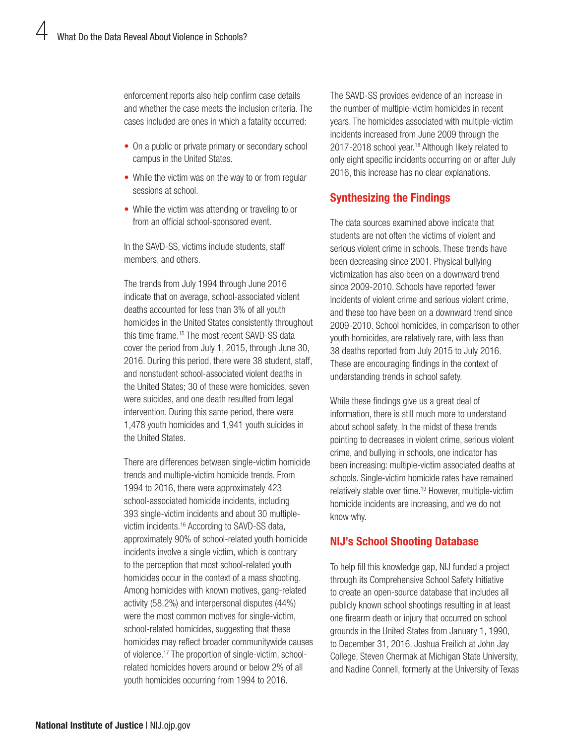enforcement reports also help confirm case details and whether the case meets the inclusion criteria. The cases included are ones in which a fatality occurred:

- On a public or private primary or secondary school campus in the United States.
- While the victim was on the way to or from regular sessions at school.
- While the victim was attending or traveling to or from an official school-sponsored event.

In the SAVD-SS, victims include students, staff members, and others.

The trends from July 1994 through June 2016 indicate that on average, school-associated violent deaths accounted for less than 3% of all youth homicides in the United States consistently throughout this time frame.[15] The most recent SAVD-SS data cover the period from July 1, 2015, through June 30, 2016. During this period, there were 38 student, staff, and nonstudent school-associated violent deaths in the United States; 30 of these were homicides, seven were suicides, and one death resulted from legal intervention. During this same period, there were 1,478 youth homicides and 1,941 youth suicides in the United States.

There are differences between single-victim homicide trends and multiple-victim homicide trends. From 1994 to 2016, there were approximately 423 school-associated homicide incidents, including 393 single-victim incidents and about 30 multiple-victim incidents.[16] According to SAVD-SS data, approximately 90% of school-related youth homicide incidents involve a single victim, which is contrary to the perception that most school-related youth homicides occur in the context of a mass shooting. Among homicides with known motives, gang-related activity (58.2%) and interpersonal disputes (44%) were the most common motives for single-victim, school-related homicides, suggesting that these homicides may reflect broader communitywide causes of violence.[17] The proportion of single-victim, school-related homicides hovers around or below 2% of all youth homicides occurring from 1994 to 2016.

The SAVD-SS provides evidence of an increase in the number of multiple-victim homicides in recent years. The homicides associated with multiple-victim incidents increased from June 2009 through the 2017-2018 school year.[18] Although likely related to only eight specific incidents occurring on or after July 2016, this increase has no clear explanations.

## Synthesizing the Findings

The data sources examined above indicate that students are not often the victims of violent and serious violent crime in schools. These trends have been decreasing since 2001. Physical bullying victimization has also been on a downward trend since 2009-2010. Schools have reported fewer incidents of violent crime and serious violent crime, and these too have been on a downward trend since 2009-2010. School homicides, in comparison to other youth homicides, are relatively rare, with less than 38 deaths reported from July 2015 to July 2016. These are encouraging findings in the context of understanding trends in school safety.

While these findings give us a great deal of information, there is still much more to understand about school safety. In the midst of these trends pointing to decreases in violent crime, serious violent crime, and bullying in schools, one indicator has been increasing: multiple-victim associated deaths at schools. Single-victim homicide rates have remained relatively stable over time.[19] However, multiple-victim homicide incidents are increasing, and we do not know why.

## NIJ's School Shooting Database

To help fill this knowledge gap, NIJ funded a project through its Comprehensive School Safety Initiative to create an open-source database that includes all publicly known school shootings resulting in at least one firearm death or injury that occurred on school grounds in the United States from January 1, 1990, to December 31, 2016. Joshua Freilich at John Jay College, Steven Chermak at Michigan State University, and Nadine Connell, formerly at the University of Texas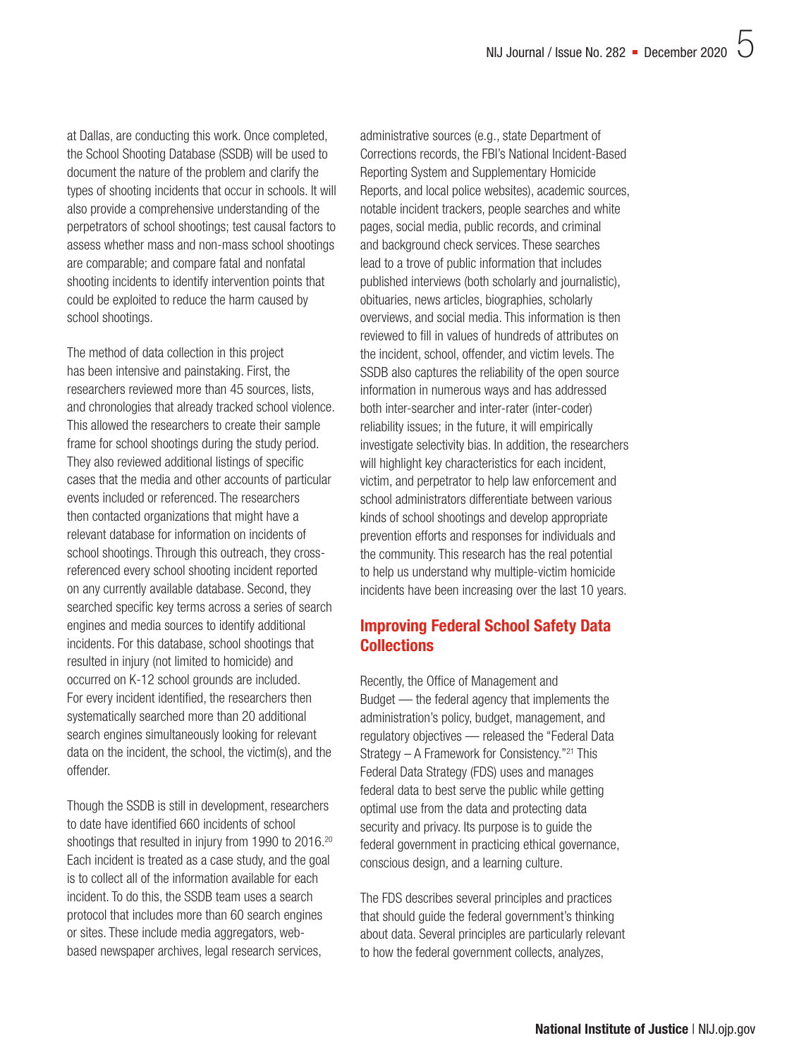at Dallas, are conducting this work. Once completed, the School Shooting Database (SSDB) will be used to document the nature of the problem and clarify the types of shooting incidents that occur in schools. It will also provide a comprehensive understanding of the perpetrators of school shootings; test causal factors to assess whether mass and non-mass school shootings are comparable; and compare fatal and nonfatal shooting incidents to identify intervention points that could be exploited to reduce the harm caused by school shootings.

The method of data collection in this project has been intensive and painstaking. First, the researchers reviewed more than 45 sources, lists, and chronologies that already tracked school violence. This allowed the researchers to create their sample frame for school shootings during the study period. They also reviewed additional listings of specific cases that the media and other accounts of particular events included or referenced. The researchers then contacted organizations that might have a relevant database for information on incidents of school shootings. Through this outreach, they cross-referenced every school shooting incident reported on any currently available database. Second, they searched specific key terms across a series of search engines and media sources to identify additional incidents. For this database, school shootings that resulted in injury (not limited to homicide) and occurred on K-12 school grounds are included. For every incident identified, the researchers then systematically searched more than 20 additional search engines simultaneously looking for relevant data on the incident, the school, the victim(s), and the offender.

Though the SSDB is still in development, researchers to date have identified 660 incidents of school shootings that resulted in injury from 1990 to 2016.[20] Each incident is treated as a case study, and the goal is to collect all of the information available for each incident. To do this, the SSDB team uses a search protocol that includes more than 60 search engines or sites. These include media aggregators, web-based newspaper archives, legal research services, administrative sources (e.g., state Department of Corrections records, the FBI's National Incident-Based Reporting System and Supplementary Homicide Reports, and local police websites), academic sources, notable incident trackers, people searches and white pages, social media, public records, and criminal and background check services. These searches lead to a trove of public information that includes published interviews (both scholarly and journalistic), obituaries, news articles, biographies, scholarly overviews, and social media. This information is then reviewed to fill in values of hundreds of attributes on the incident, school, offender, and victim levels. The SSDB also captures the reliability of the open source information in numerous ways and has addressed both inter-searcher and inter-rater (inter-coder) reliability issues; in the future, it will empirically investigate selectivity bias. In addition, the researchers will highlight key characteristics for each incident, victim, and perpetrator to help law enforcement and school administrators differentiate between various kinds of school shootings and develop appropriate prevention efforts and responses for individuals and the community. This research has the real potential to help us understand why multiple-victim homicide incidents have been increasing over the last 10 years.

## Improving Federal School Safety Data Collections

Recently, the Office of Management and Budget — the federal agency that implements the administration's policy, budget, management, and regulatory objectives — released the "Federal Data Strategy – A Framework for Consistency."[21] This Federal Data Strategy (FDS) uses and manages federal data to best serve the public while getting optimal use from the data and protecting data security and privacy. Its purpose is to guide the federal government in practicing ethical governance, conscious design, and a learning culture.

The FDS describes several principles and practices that should guide the federal government's thinking about data. Several principles are particularly relevant to how the federal government collects, analyzes,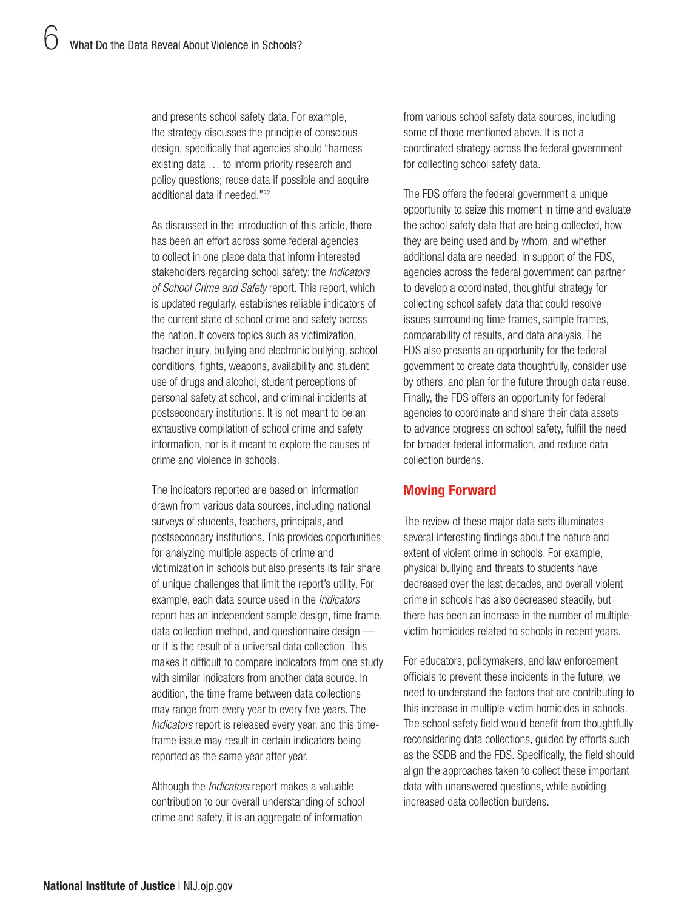and presents school safety data. For example, the strategy discusses the principle of conscious design, specifically that agencies should "harness existing data … to inform priority research and policy questions; reuse data if possible and acquire additional data if needed."[22]

As discussed in the introduction of this article, there has been an effort across some federal agencies to collect in one place data that inform interested stakeholders regarding school safety: the *Indicators of School Crime and Safety* report. This report, which is updated regularly, establishes reliable indicators of the current state of school crime and safety across the nation. It covers topics such as victimization, teacher injury, bullying and electronic bullying, school conditions, fights, weapons, availability and student use of drugs and alcohol, student perceptions of personal safety at school, and criminal incidents at postsecondary institutions. It is not meant to be an exhaustive compilation of school crime and safety information, nor is it meant to explore the causes of crime and violence in schools.

The indicators reported are based on information drawn from various data sources, including national surveys of students, teachers, principals, and postsecondary institutions. This provides opportunities for analyzing multiple aspects of crime and victimization in schools but also presents its fair share of unique challenges that limit the report's utility. For example, each data source used in the *Indicators* report has an independent sample design, time frame, data collection method, and questionnaire design — or it is the result of a universal data collection. This makes it difficult to compare indicators from one study with similar indicators from another data source. In addition, the time frame between data collections may range from every year to every five years. The *Indicators* report is released every year, and this time-frame issue may result in certain indicators being reported as the same year after year.

Although the *Indicators* report makes a valuable contribution to our overall understanding of school crime and safety, it is an aggregate of information from various school safety data sources, including some of those mentioned above. It is not a coordinated strategy across the federal government for collecting school safety data.

The FDS offers the federal government a unique opportunity to seize this moment in time and evaluate the school safety data that are being collected, how they are being used and by whom, and whether additional data are needed. In support of the FDS, agencies across the federal government can partner to develop a coordinated, thoughtful strategy for collecting school safety data that could resolve issues surrounding time frames, sample frames, comparability of results, and data analysis. The FDS also presents an opportunity for the federal government to create data thoughtfully, consider use by others, and plan for the future through data reuse. Finally, the FDS offers an opportunity for federal agencies to coordinate and share their data assets to advance progress on school safety, fulfill the need for broader federal information, and reduce data collection burdens.

## Moving Forward

The review of these major data sets illuminates several interesting findings about the nature and extent of violent crime in schools. For example, physical bullying and threats to students have decreased over the last decades, and overall violent crime in schools has also decreased steadily, but there has been an increase in the number of multiple-victim homicides related to schools in recent years.

For educators, policymakers, and law enforcement officials to prevent these incidents in the future, we need to understand the factors that are contributing to this increase in multiple-victim homicides in schools. The school safety field would benefit from thoughtfully reconsidering data collections, guided by efforts such as the SSDB and the FDS. Specifically, the field should align the approaches taken to collect these important data with unanswered questions, while avoiding increased data collection burdens.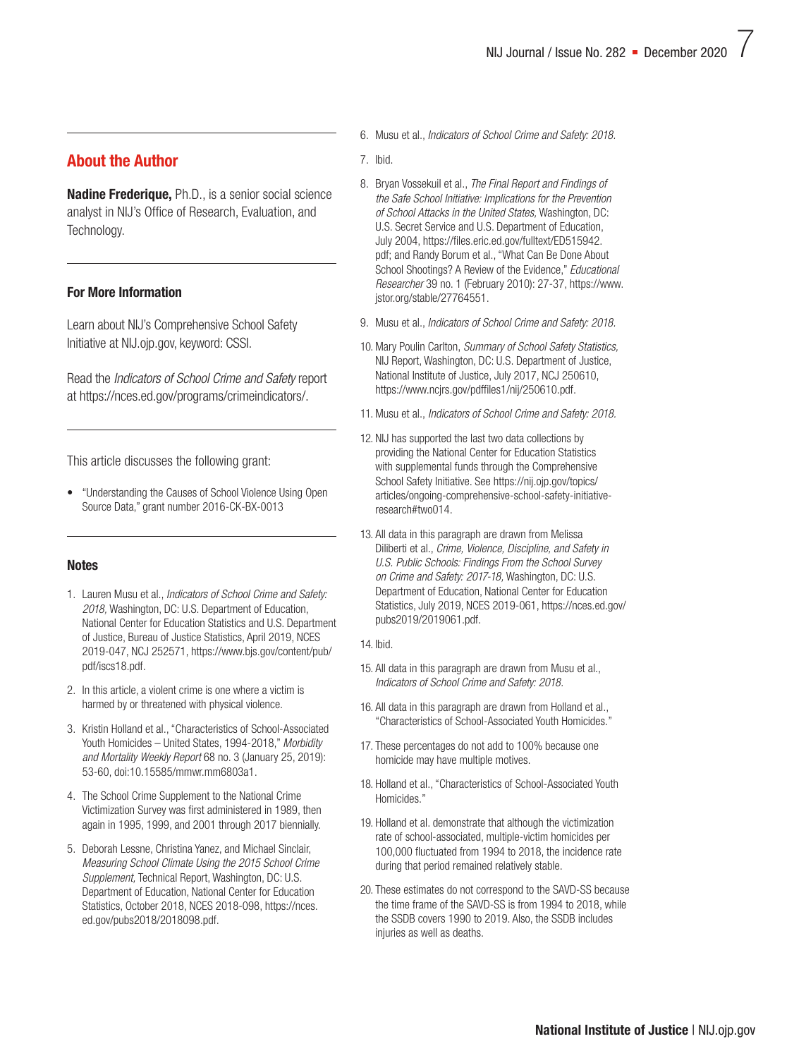## About the Author

**Nadine Frederique,** Ph.D., is a senior social science analyst in NIJ's Office of Research, Evaluation, and Technology.

### For More Information

Learn about NIJ's Comprehensive School Safety Initiative at NIJ.ojp.gov, keyword: CSSI.

Read the *Indicators of School Crime and Safety* report at https://nces.ed.gov/programs/crimeindicators/.

This article discusses the following grant:

- "Understanding the Causes of School Violence Using Open Source Data," grant number 2016-CK-BX-0013

### Notes

1. Lauren Musu et al., *Indicators of School Crime and Safety: 2018,* Washington, DC: U.S. Department of Education, National Center for Education Statistics and U.S. Department of Justice, Bureau of Justice Statistics, April 2019, NCES 2019-047, NCJ 252571, https://www.bjs.gov/content/pub/pdf/iscs18.pdf.
2. In this article, a violent crime is one where a victim is harmed by or threatened with physical violence.
3. Kristin Holland et al., "Characteristics of School-Associated Youth Homicides – United States, 1994-2018," *Morbidity and Mortality Weekly Report* 68 no. 3 (January 25, 2019): 53-60, doi:10.15585/mmwr.mm6803a1.
4. The School Crime Supplement to the National Crime Victimization Survey was first administered in 1989, then again in 1995, 1999, and 2001 through 2017 biennially.
5. Deborah Lessne, Christina Yanez, and Michael Sinclair, *Measuring School Climate Using the 2015 School Crime Supplement,* Technical Report, Washington, DC: U.S. Department of Education, National Center for Education Statistics, October 2018, NCES 2018-098, https://nces.ed.gov/pubs2018/2018098.pdf.
6. Musu et al., *Indicators of School Crime and Safety: 2018.*
7. Ibid.
8. Bryan Vossekuil et al., *The Final Report and Findings of the Safe School Initiative: Implications for the Prevention of School Attacks in the United States,* Washington, DC: U.S. Secret Service and U.S. Department of Education, July 2004, https://files.eric.ed.gov/fulltext/ED515942.pdf; and Randy Borum et al., "What Can Be Done About School Shootings? A Review of the Evidence," *Educational Researcher* 39 no. 1 (February 2010): 27-37, https://www.jstor.org/stable/27764551.
9. Musu et al., *Indicators of School Crime and Safety: 2018.*
10. Mary Poulin Carlton, *Summary of School Safety Statistics,* NIJ Report, Washington, DC: U.S. Department of Justice, National Institute of Justice, July 2017, NCJ 250610, https://www.ncjrs.gov/pdffiles1/nij/250610.pdf.
11. Musu et al., *Indicators of School Crime and Safety: 2018.*
12. NIJ has supported the last two data collections by providing the National Center for Education Statistics with supplemental funds through the Comprehensive School Safety Initiative. See https://nij.ojp.gov/topics/articles/ongoing-comprehensive-school-safety-initiative-research#two014.
13. All data in this paragraph are drawn from Melissa Diliberti et al., *Crime, Violence, Discipline, and Safety in U.S. Public Schools: Findings From the School Survey on Crime and Safety: 2017-18,* Washington, DC: U.S. Department of Education, National Center for Education Statistics, July 2019, NCES 2019-061, https://nces.ed.gov/pubs2019/2019061.pdf.
14. Ibid.
15. All data in this paragraph are drawn from Musu et al., *Indicators of School Crime and Safety: 2018.*
16. All data in this paragraph are drawn from Holland et al., "Characteristics of School-Associated Youth Homicides."
17. These percentages do not add to 100% because one homicide may have multiple motives.
18. Holland et al., "Characteristics of School-Associated Youth Homicides."
19. Holland et al. demonstrate that although the victimization rate of school-associated, multiple-victim homicides per 100,000 fluctuated from 1994 to 2018, the incidence rate during that period remained relatively stable.
20. These estimates do not correspond to the SAVD-SS because the time frame of the SAVD-SS is from 1994 to 2018, while the SSDB covers 1990 to 2019. Also, the SSDB includes injuries as well as deaths.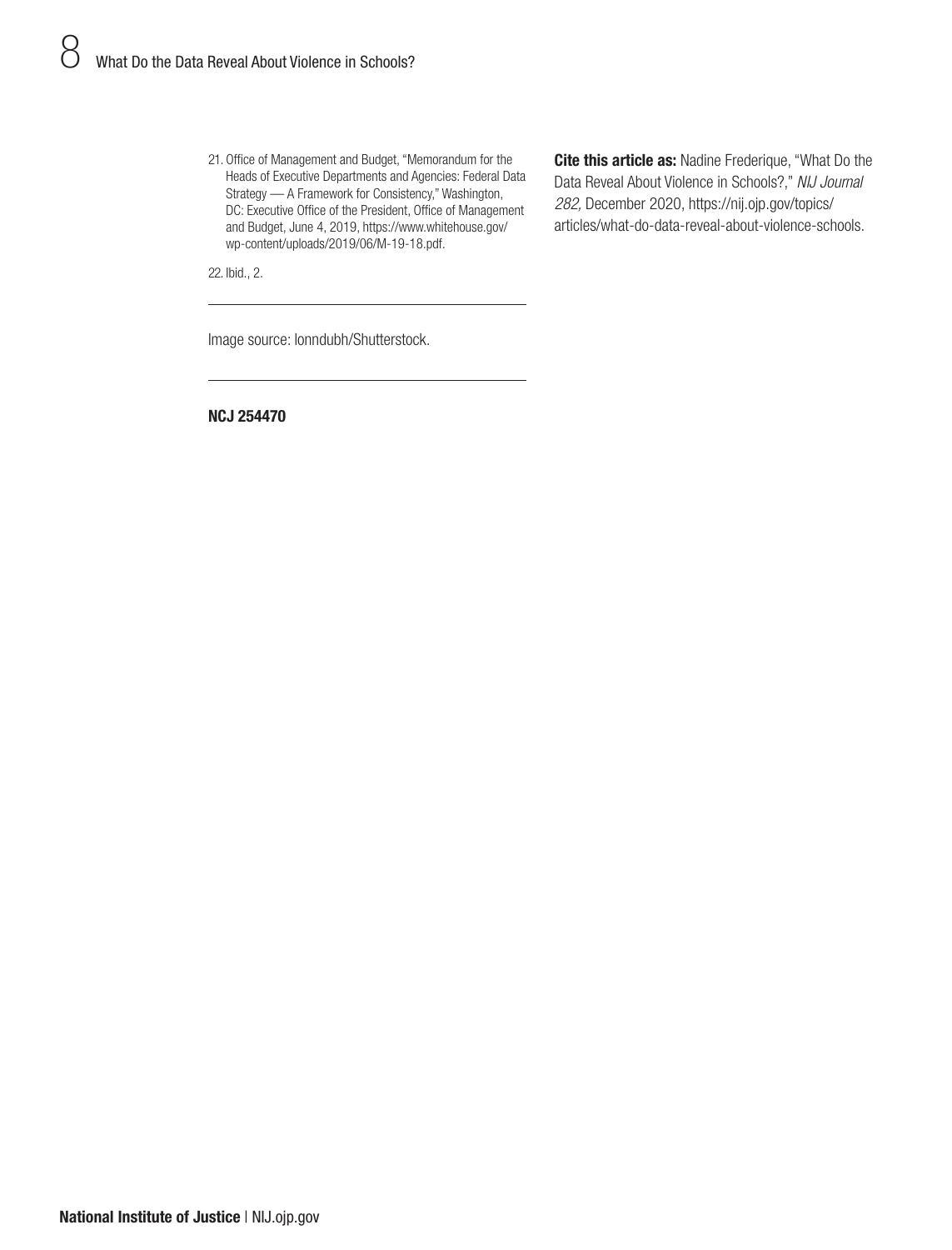21. Office of Management and Budget, "Memorandum for the Heads of Executive Departments and Agencies: Federal Data Strategy — A Framework for Consistency," Washington, DC: Executive Office of the President, Office of Management and Budget, June 4, 2019, https://www.whitehouse.gov/wp-content/uploads/2019/06/M-19-18.pdf.

22. Ibid., 2.

---

Image source: lonndubh/Shutterstock.

---

**NCJ 254470**

**Cite this article as:** Nadine Frederique, "What Do the Data Reveal About Violence in Schools?," *NIJ Journal 282,* December 2020, https://nij.ojp.gov/topics/articles/what-do-data-reveal-about-violence-schools.